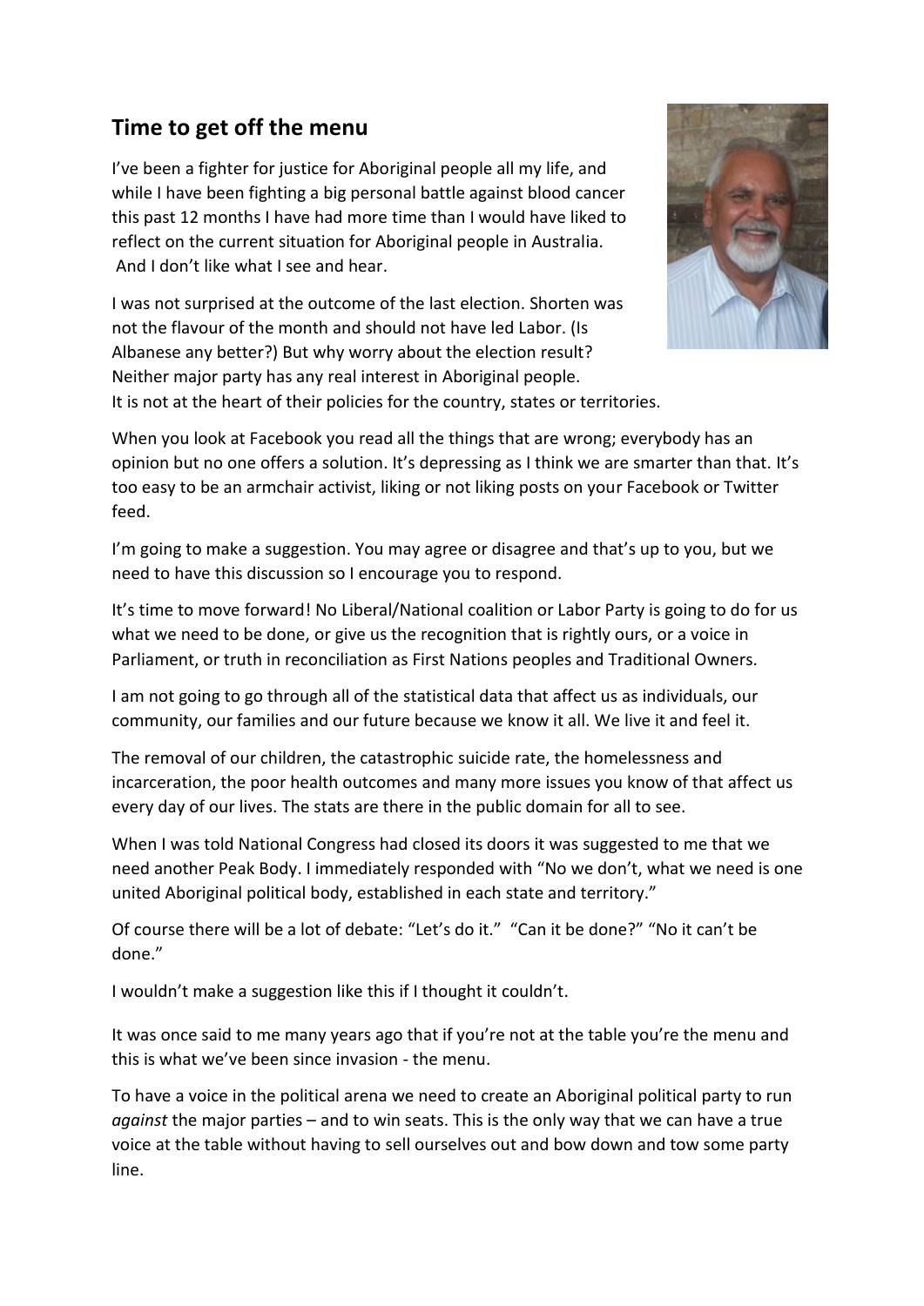## Time to get off the menu

I've been a fighter for justice for Aboriginal people all my life, and while I have been fighting a big personal battle against blood cancer this past 12 months I have had more time than I would have liked to reflect on the current situation for Aboriginal people in Australia. And I don't like what I see and hear.

I was not surprised at the outcome of the last election. Shorten was not the flavour of the month and should not have led Labor. (Is Albanese any better?) But why worry about the election result? Neither major party has any real interest in Aboriginal people. It is not at the heart of their policies for the country, states or territories.

When you look at Facebook you read all the things that are wrong; everybody has an opinion but no one offers a solution. It's depressing as I think we are smarter than that. It's too easy to be an armchair activist, liking or not liking posts on your Facebook or Twitter feed.

I'm going to make a suggestion. You may agree or disagree and that's up to you, but we need to have this discussion so I encourage you to respond.

It's time to move forward! No Liberal/National coalition or Labor Party is going to do for us what we need to be done, or give us the recognition that is rightly ours, or a voice in Parliament, or truth in reconciliation as First Nations peoples and Traditional Owners.

I am not going to go through all of the statistical data that affect us as individuals, our community, our families and our future because we know it all. We live it and feel it.

The removal of our children, the catastrophic suicide rate, the homelessness and incarceration, the poor health outcomes and many more issues you know of that affect us every day of our lives. The stats are there in the public domain for all to see.

When I was told National Congress had closed its doors it was suggested to me that we need another Peak Body. I immediately responded with "No we don't, what we need is one united Aboriginal political body, established in each state and territory."

Of course there will be a lot of debate: "Let's do it." "Can it be done?" "No it can't be done."

I wouldn't make a suggestion like this if I thought it couldn't.

It was once said to me many years ago that if you're not at the table you're the menu and this is what we've been since invasion - the menu.

To have a voice in the political arena we need to create an Aboriginal political party to run *against* the major parties – and to win seats. This is the only way that we can have a true voice at the table without having to sell ourselves out and bow down and tow some party line.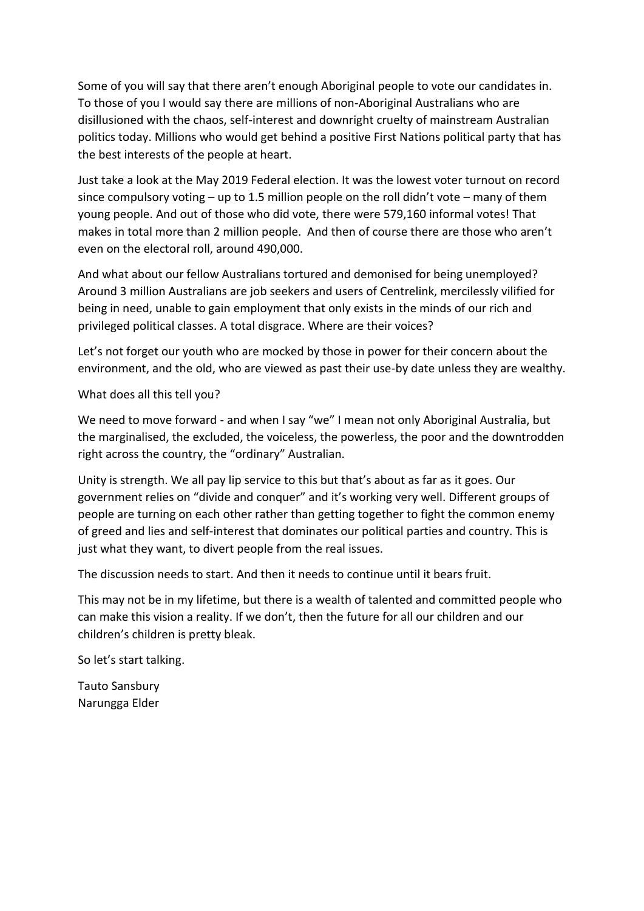Some of you will say that there aren't enough Aboriginal people to vote our candidates in. To those of you I would say there are millions of non-Aboriginal Australians who are disillusioned with the chaos, self-interest and downright cruelty of mainstream Australian politics today. Millions who would get behind a positive First Nations political party that has the best interests of the people at heart.

Just take a look at the May 2019 Federal election. It was the lowest voter turnout on record since compulsory voting – up to 1.5 million people on the roll didn't vote – many of them young people. And out of those who did vote, there were 579,160 informal votes! That makes in total more than 2 million people. And then of course there are those who aren't even on the electoral roll, around 490,000.

And what about our fellow Australians tortured and demonised for being unemployed? Around 3 million Australians are job seekers and users of Centrelink, mercilessly vilified for being in need, unable to gain employment that only exists in the minds of our rich and privileged political classes. A total disgrace. Where are their voices?

Let's not forget our youth who are mocked by those in power for their concern about the environment, and the old, who are viewed as past their use-by date unless they are wealthy.

What does all this tell you?

We need to move forward - and when I say "we" I mean not only Aboriginal Australia, but the marginalised, the excluded, the voiceless, the powerless, the poor and the downtrodden right across the country, the "ordinary" Australian.

Unity is strength. We all pay lip service to this but that's about as far as it goes. Our government relies on "divide and conquer" and it's working very well. Different groups of people are turning on each other rather than getting together to fight the common enemy of greed and lies and self-interest that dominates our political parties and country. This is just what they want, to divert people from the real issues.

The discussion needs to start. And then it needs to continue until it bears fruit.

This may not be in my lifetime, but there is a wealth of talented and committed people who can make this vision a reality. If we don't, then the future for all our children and our children's children is pretty bleak.

So let's start talking.

Tauto Sansbury
Narungga Elder